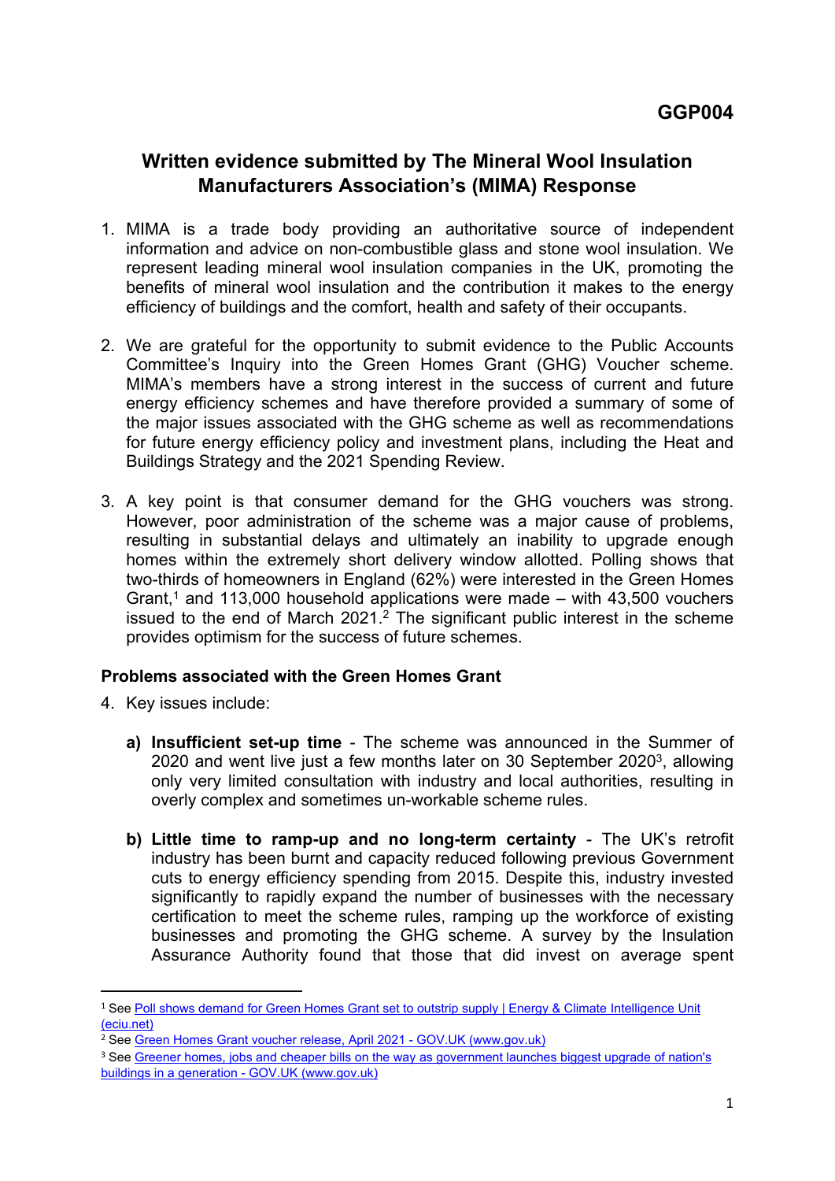**GGP004**

# Written evidence submitted by The Mineral Wool Insulation Manufacturers Association's (MIMA) Response

1. MIMA is a trade body providing an authoritative source of independent information and advice on non-combustible glass and stone wool insulation. We represent leading mineral wool insulation companies in the UK, promoting the benefits of mineral wool insulation and the contribution it makes to the energy efficiency of buildings and the comfort, health and safety of their occupants.

2. We are grateful for the opportunity to submit evidence to the Public Accounts Committee's Inquiry into the Green Homes Grant (GHG) Voucher scheme. MIMA's members have a strong interest in the success of current and future energy efficiency schemes and have therefore provided a summary of some of the major issues associated with the GHG scheme as well as recommendations for future energy efficiency policy and investment plans, including the Heat and Buildings Strategy and the 2021 Spending Review.

3. A key point is that consumer demand for the GHG vouchers was strong. However, poor administration of the scheme was a major cause of problems, resulting in substantial delays and ultimately an inability to upgrade enough homes within the extremely short delivery window allotted. Polling shows that two-thirds of homeowners in England (62%) were interested in the Green Homes Grant,[1] and 113,000 household applications were made – with 43,500 vouchers issued to the end of March 2021.[2] The significant public interest in the scheme provides optimism for the success of future schemes.

## Problems associated with the Green Homes Grant

4. Key issues include:

    **a) Insufficient set-up time** - The scheme was announced in the Summer of 2020 and went live just a few months later on 30 September 2020[3], allowing only very limited consultation with industry and local authorities, resulting in overly complex and sometimes un-workable scheme rules.

    **b) Little time to ramp-up and no long-term certainty** - The UK's retrofit industry has been burnt and capacity reduced following previous Government cuts to energy efficiency spending from 2015. Despite this, industry invested significantly to rapidly expand the number of businesses with the necessary certification to meet the scheme rules, ramping up the workforce of existing businesses and promoting the GHG scheme. A survey by the Insulation Assurance Authority found that those that did invest on average spent

---

[1] See Poll shows demand for Green Homes Grant set to outstrip supply | Energy & Climate Intelligence Unit (eciu.net)

[2] See Green Homes Grant voucher release, April 2021 - GOV.UK (www.gov.uk)

[3] See Greener homes, jobs and cheaper bills on the way as government launches biggest upgrade of nation's buildings in a generation - GOV.UK (www.gov.uk)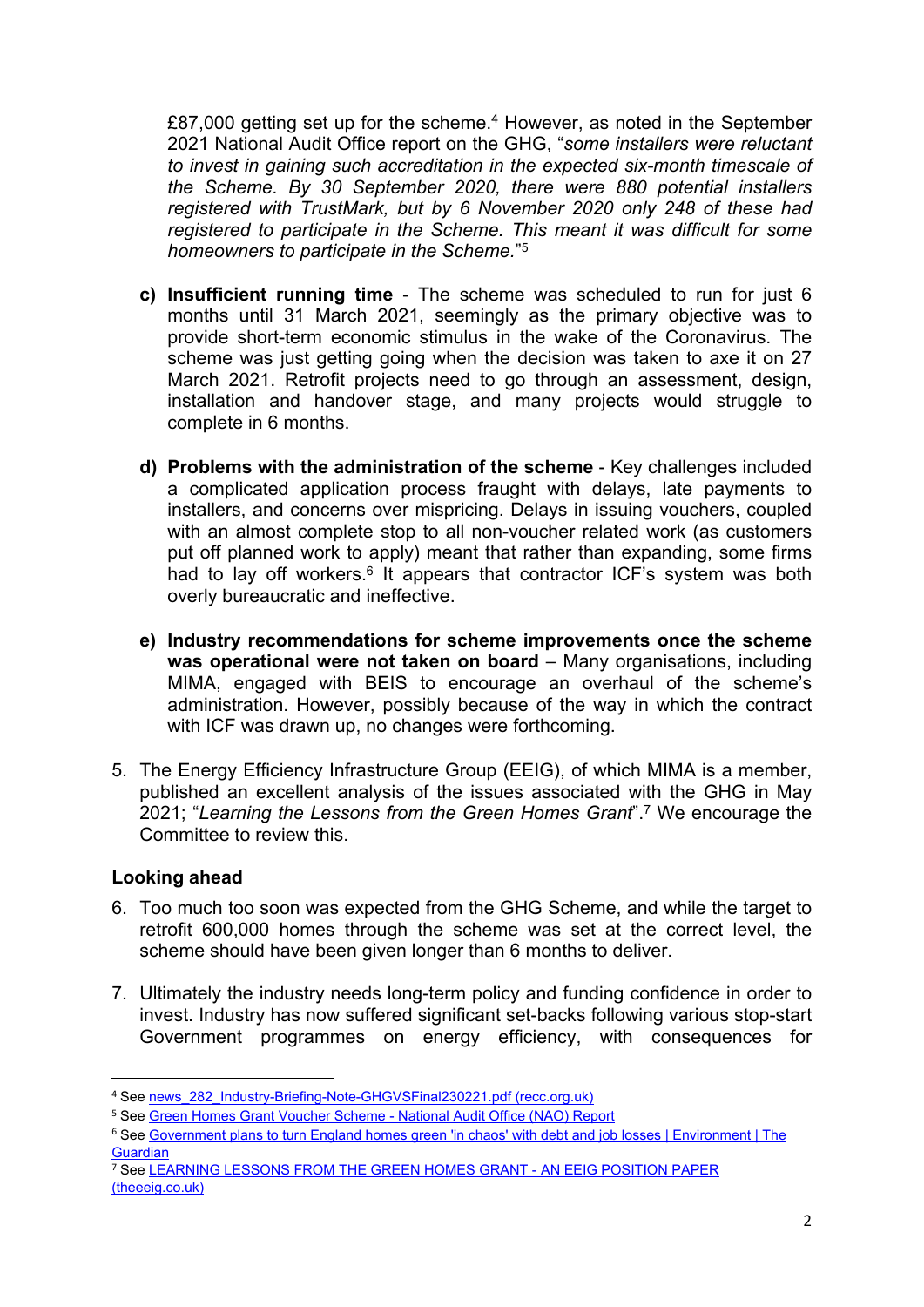£87,000 getting set up for the scheme.[4] However, as noted in the September 2021 National Audit Office report on the GHG, "*some installers were reluctant to invest in gaining such accreditation in the expected six-month timescale of the Scheme. By 30 September 2020, there were 880 potential installers registered with TrustMark, but by 6 November 2020 only 248 of these had registered to participate in the Scheme. This meant it was difficult for some homeowners to participate in the Scheme.*"[5]

c) **Insufficient running time** - The scheme was scheduled to run for just 6 months until 31 March 2021, seemingly as the primary objective was to provide short-term economic stimulus in the wake of the Coronavirus. The scheme was just getting going when the decision was taken to axe it on 27 March 2021. Retrofit projects need to go through an assessment, design, installation and handover stage, and many projects would struggle to complete in 6 months.

d) **Problems with the administration of the scheme** - Key challenges included a complicated application process fraught with delays, late payments to installers, and concerns over mispricing. Delays in issuing vouchers, coupled with an almost complete stop to all non-voucher related work (as customers put off planned work to apply) meant that rather than expanding, some firms had to lay off workers.[6] It appears that contractor ICF's system was both overly bureaucratic and ineffective.

e) **Industry recommendations for scheme improvements once the scheme was operational were not taken on board** – Many organisations, including MIMA, engaged with BEIS to encourage an overhaul of the scheme's administration. However, possibly because of the way in which the contract with ICF was drawn up, no changes were forthcoming.

5. The Energy Efficiency Infrastructure Group (EEIG), of which MIMA is a member, published an excellent analysis of the issues associated with the GHG in May 2021; "*Learning the Lessons from the Green Homes Grant*".[7] We encourage the Committee to review this.

**Looking ahead**

6. Too much too soon was expected from the GHG Scheme, and while the target to retrofit 600,000 homes through the scheme was set at the correct level, the scheme should have been given longer than 6 months to deliver.

7. Ultimately the industry needs long-term policy and funding confidence in order to invest. Industry has now suffered significant set-backs following various stop-start Government programmes on energy efficiency, with consequences for

---

[4] See news_282_Industry-Briefing-Note-GHGVSFinal230221.pdf (recc.org.uk)

[5] See Green Homes Grant Voucher Scheme - National Audit Office (NAO) Report

[6] See Government plans to turn England homes green 'in chaos' with debt and job losses | Environment | The Guardian

[7] See LEARNING LESSONS FROM THE GREEN HOMES GRANT - AN EEIG POSITION PAPER (theeeig.co.uk)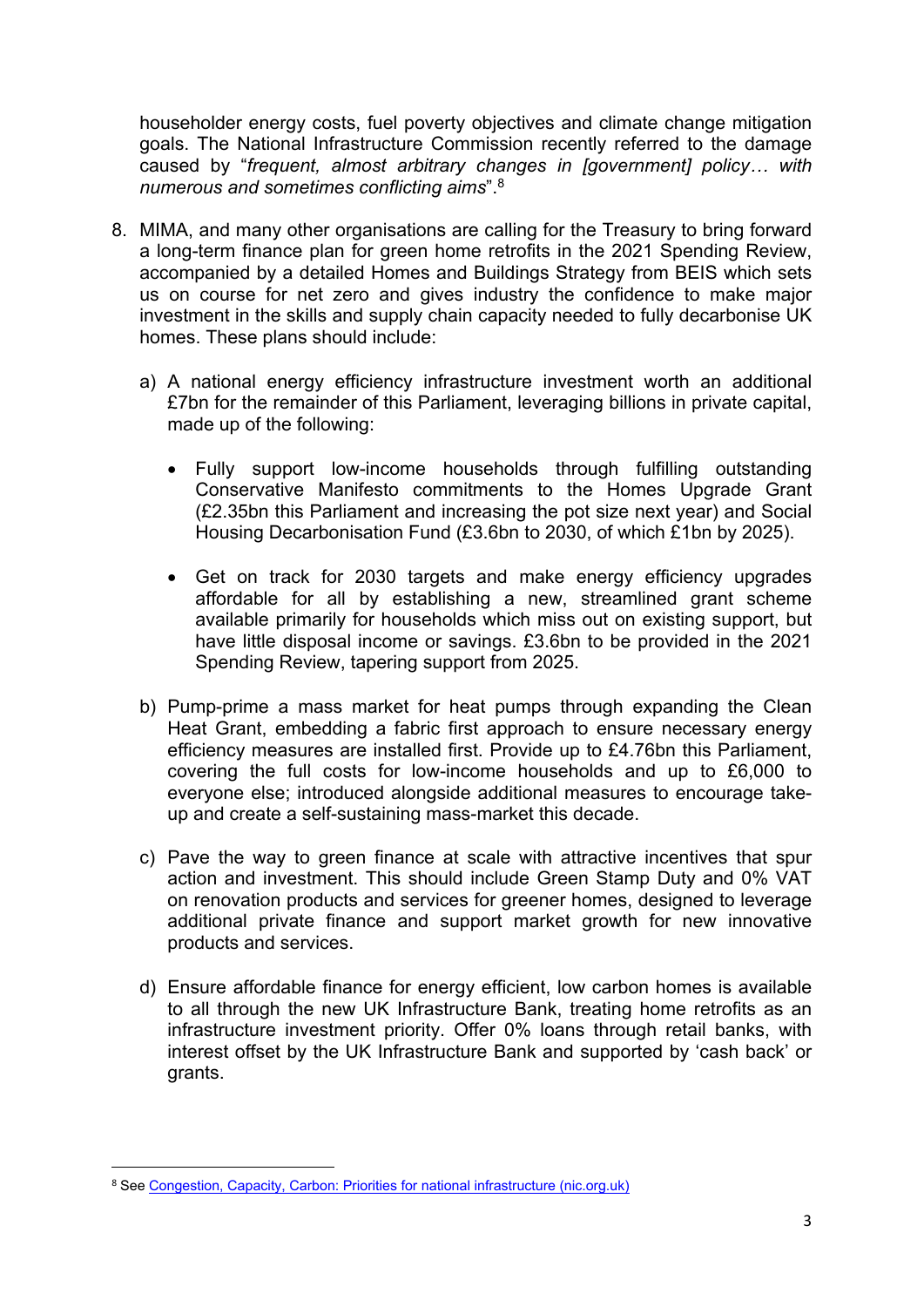householder energy costs, fuel poverty objectives and climate change mitigation goals. The National Infrastructure Commission recently referred to the damage caused by "*frequent, almost arbitrary changes in [government] policy… with numerous and sometimes conflicting aims*".[8]

8. MIMA, and many other organisations are calling for the Treasury to bring forward a long-term finance plan for green home retrofits in the 2021 Spending Review, accompanied by a detailed Homes and Buildings Strategy from BEIS which sets us on course for net zero and gives industry the confidence to make major investment in the skills and supply chain capacity needed to fully decarbonise UK homes. These plans should include:

    a) A national energy efficiency infrastructure investment worth an additional £7bn for the remainder of this Parliament, leveraging billions in private capital, made up of the following:

        - Fully support low-income households through fulfilling outstanding Conservative Manifesto commitments to the Homes Upgrade Grant (£2.35bn this Parliament and increasing the pot size next year) and Social Housing Decarbonisation Fund (£3.6bn to 2030, of which £1bn by 2025).

        - Get on track for 2030 targets and make energy efficiency upgrades affordable for all by establishing a new, streamlined grant scheme available primarily for households which miss out on existing support, but have little disposal income or savings. £3.6bn to be provided in the 2021 Spending Review, tapering support from 2025.

    b) Pump-prime a mass market for heat pumps through expanding the Clean Heat Grant, embedding a fabric first approach to ensure necessary energy efficiency measures are installed first. Provide up to £4.76bn this Parliament, covering the full costs for low-income households and up to £6,000 to everyone else; introduced alongside additional measures to encourage take-up and create a self-sustaining mass-market this decade.

    c) Pave the way to green finance at scale with attractive incentives that spur action and investment. This should include Green Stamp Duty and 0% VAT on renovation products and services for greener homes, designed to leverage additional private finance and support market growth for new innovative products and services.

    d) Ensure affordable finance for energy efficient, low carbon homes is available to all through the new UK Infrastructure Bank, treating home retrofits as an infrastructure investment priority. Offer 0% loans through retail banks, with interest offset by the UK Infrastructure Bank and supported by 'cash back' or grants.

---

[8] See Congestion, Capacity, Carbon: Priorities for national infrastructure (nic.org.uk)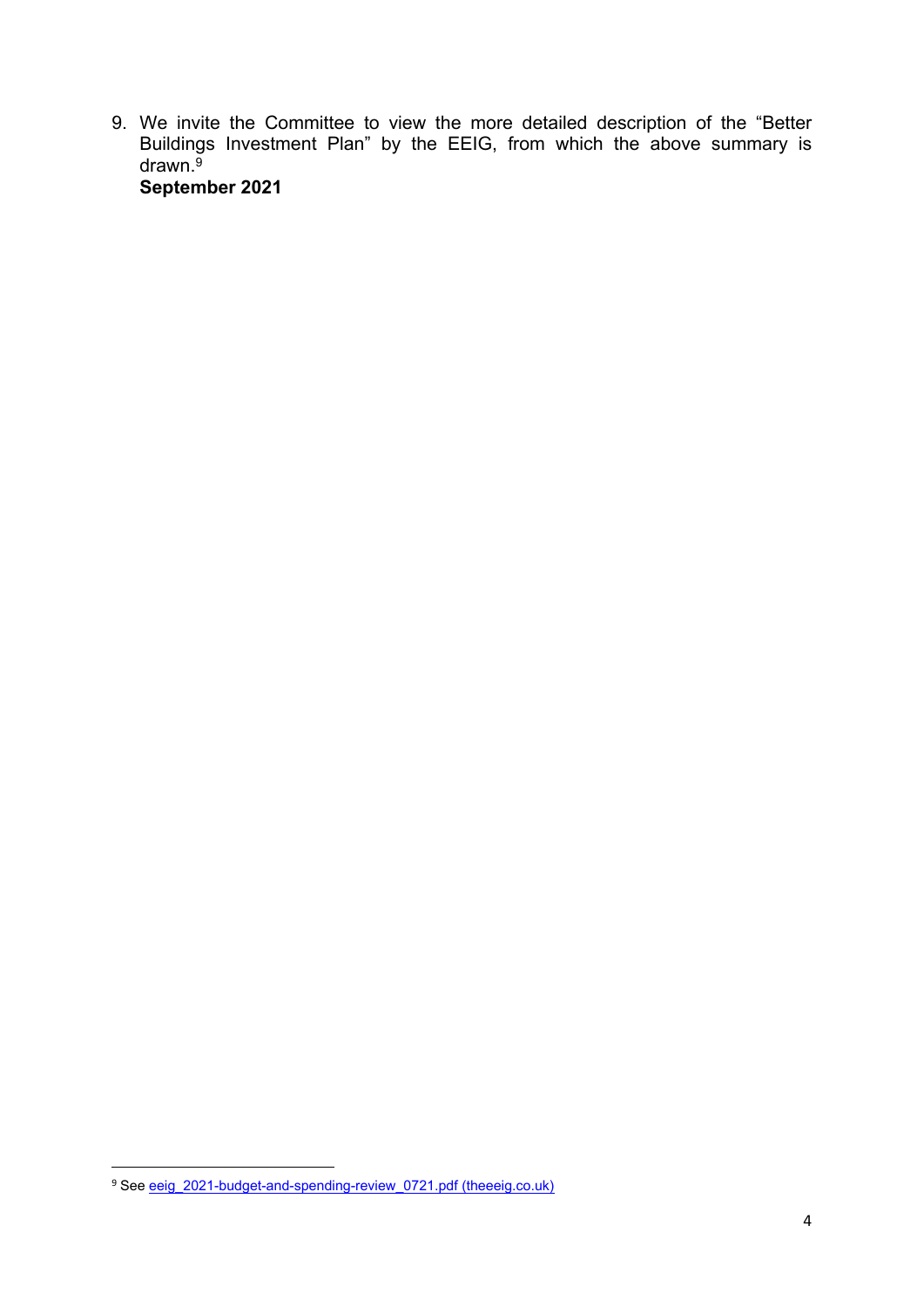9. We invite the Committee to view the more detailed description of the "Better Buildings Investment Plan" by the EEIG, from which the above summary is drawn.[9]

**September 2021**

[9] See eeig_2021-budget-and-spending-review_0721.pdf (theeeig.co.uk)